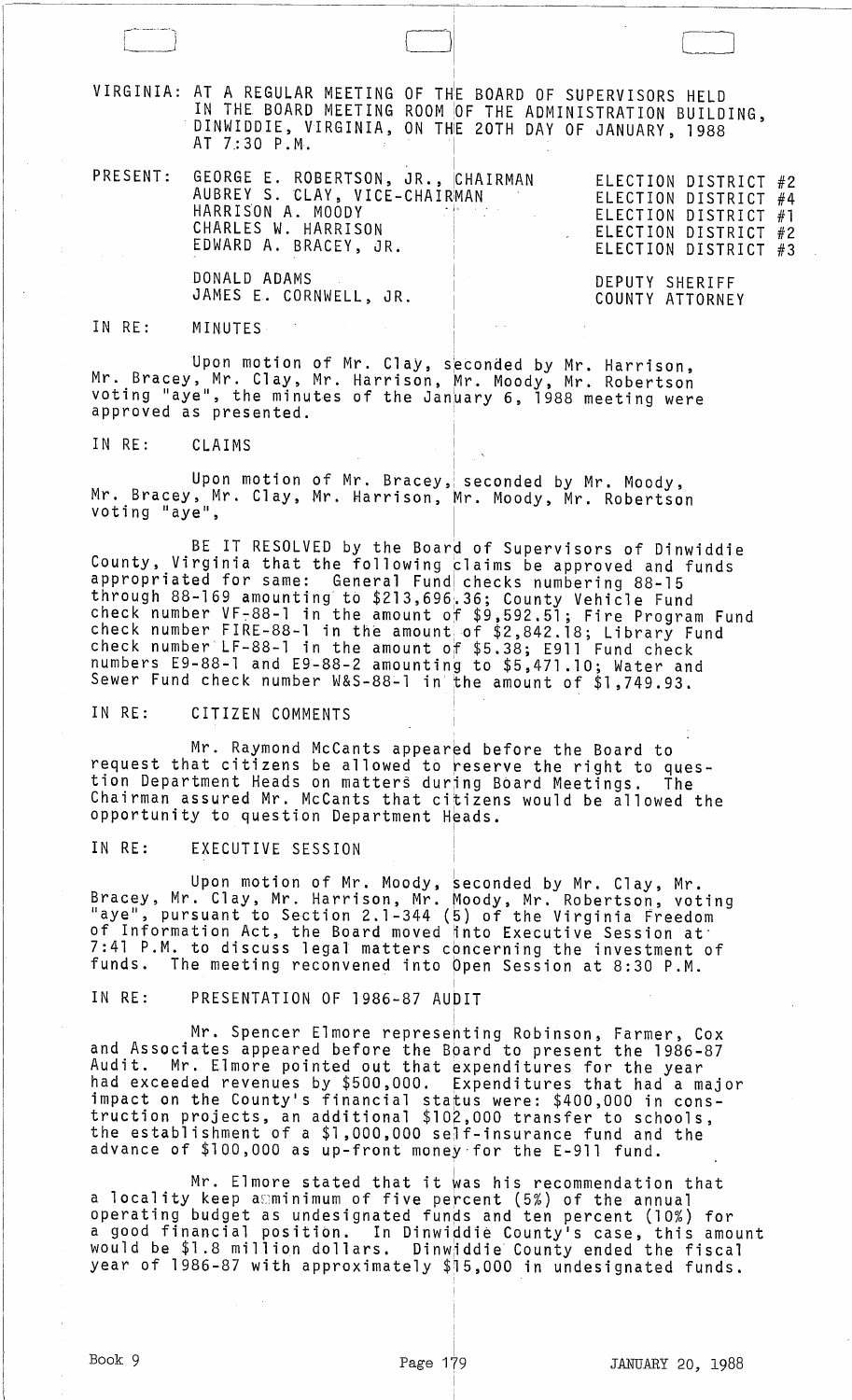VIRGINIA: AT A REGULAR MEETING OF THE BOARD OF SUPERVISORS HELD IN THE BOARD MEETING ROOM OF THE ADMINISTRATION BUILDING, DINWIDDIE, VIRGINIA, ON THE 20TH DAY OF JANUARY, 1988 AT 7:30 P.M.

| PRESENT: | | |
|---|---|---|
| | GEORGE E. ROBERTSON, JR., CHAIRMAN | ELECTION DISTRICT #2 |
| | AUBREY S. CLAY, VICE-CHAIRMAN | ELECTION DISTRICT #4 |
| | HARRISON A. MOODY | ELECTION DISTRICT #1 |
| | CHARLES W. HARRISON | ELECTION DISTRICT #2 |
| | EDWARD A. BRACEY, JR. | ELECTION DISTRICT #3 |
| | DONALD ADAMS | DEPUTY SHERIFF |
| | JAMES E. CORNWELL, JR. | COUNTY ATTORNEY |

IN RE: MINUTES

Upon motion of Mr. Clay, seconded by Mr. Harrison, Mr. Bracey, Mr. Clay, Mr. Harrison, Mr. Moody, Mr. Robertson voting "aye", the minutes of the January 6, 1988 meeting were approved as presented.

IN RE: CLAIMS

Upon motion of Mr. Bracey, seconded by Mr. Moody, Mr. Bracey, Mr. Clay, Mr. Harrison, Mr. Moody, Mr. Robertson voting "aye",

BE IT RESOLVED by the Board of Supervisors of Dinwiddie County, Virginia that the following claims be approved and funds appropriated for same: General Fund checks numbering 88-15 through 88-169 amounting to $213,696.36; County Vehicle Fund check number VF-88-1 in the amount of $9,592.51; Fire Program Fund check number FIRE-88-1 in the amount of $2,842.18; Library Fund check number LF-88-1 in the amount of $5.38; E911 Fund check numbers E9-88-1 and E9-88-2 amounting to $5,471.10; Water and Sewer Fund check number W&S-88-1 in the amount of $1,749.93.

IN RE: CITIZEN COMMENTS

Mr. Raymond McCants appeared before the Board to request that citizens be allowed to reserve the right to question Department Heads on matters during Board Meetings. The Chairman assured Mr. McCants that citizens would be allowed the opportunity to question Department Heads.

IN RE: EXECUTIVE SESSION

Upon motion of Mr. Moody, seconded by Mr. Clay, Mr. Bracey, Mr. Clay, Mr. Harrison, Mr. Moody, Mr. Robertson, voting "aye", pursuant to Section 2.1-344 (5) of the Virginia Freedom of Information Act, the Board moved into Executive Session at 7:41 P.M. to discuss legal matters concerning the investment of funds. The meeting reconvened into Open Session at 8:30 P.M.

IN RE: PRESENTATION OF 1986-87 AUDIT

Mr. Spencer Elmore representing Robinson, Farmer, Cox and Associates appeared before the Board to present the 1986-87 Audit. Mr. Elmore pointed out that expenditures for the year had exceeded revenues by $500,000. Expenditures that had a major impact on the County's financial status were: $400,000 in construction projects, an additional $102,000 transfer to schools, the establishment of a $1,000,000 self-insurance fund and the advance of $100,000 as up-front money for the E-911 fund.

Mr. Elmore stated that it was his recommendation that a locality keep a minimum of five percent (5%) of the annual operating budget as undesignated funds and ten percent (10%) for a good financial position. In Dinwiddie County's case, this amount would be $1.8 million dollars. Dinwiddie County ended the fiscal year of 1986-87 with approximately $15,000 in undesignated funds.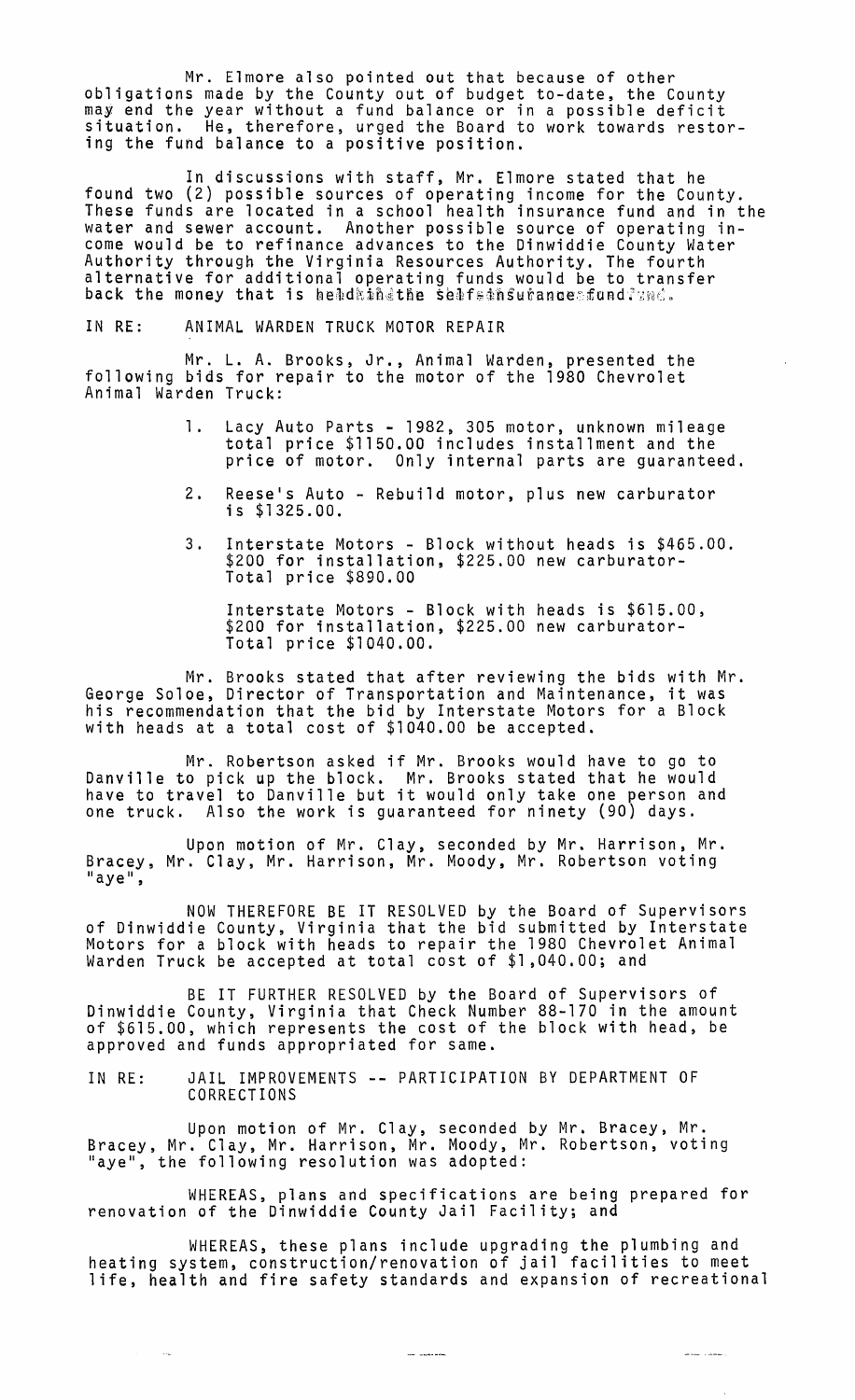Mr. Elmore also pointed out that because of other obligations made by the County out of budget to-date, the County may end the year without a fund balance or in a possible deficit situation. He, therefore, urged the Board to work towards restoring the fund balance to a positive position.

In discussions with staff, Mr. Elmore stated that he found two (2) possible sources of operating income for the County. These funds are located in a school health insurance fund and in the water and sewer account. Another possible source of operating income would be to refinance advances to the Dinwiddie County Water Authority through the Virginia Resources Authority. The fourth alternative for additional operating funds would be to transfer back the money that is held in the self-insurance fund.

IN RE: ANIMAL WARDEN TRUCK MOTOR REPAIR

Mr. L. A. Brooks, Jr., Animal Warden, presented the following bids for repair to the motor of the 1980 Chevrolet Animal Warden Truck:

1. Lacy Auto Parts - 1982, 305 motor, unknown mileage total price $1150.00 includes installment and the price of motor. Only internal parts are guaranteed.

2. Reese's Auto - Rebuild motor, plus new carburator is $1325.00.

3. Interstate Motors - Block without heads is $465.00. $200 for installation, $225.00 new carburator- Total price $890.00

   Interstate Motors - Block with heads is $615.00, $200 for installation, $225.00 new carburator- Total price $1040.00.

Mr. Brooks stated that after reviewing the bids with Mr. George Soloe, Director of Transportation and Maintenance, it was his recommendation that the bid by Interstate Motors for a Block with heads at a total cost of $1040.00 be accepted.

Mr. Robertson asked if Mr. Brooks would have to go to Danville to pick up the block. Mr. Brooks stated that he would have to travel to Danville but it would only take one person and one truck. Also the work is guaranteed for ninety (90) days.

Upon motion of Mr. Clay, seconded by Mr. Harrison, Mr. Bracey, Mr. Clay, Mr. Harrison, Mr. Moody, Mr. Robertson voting "aye",

NOW THEREFORE BE IT RESOLVED by the Board of Supervisors of Dinwiddie County, Virginia that the bid submitted by Interstate Motors for a block with heads to repair the 1980 Chevrolet Animal Warden Truck be accepted at total cost of $1,040.00; and

BE IT FURTHER RESOLVED by the Board of Supervisors of Dinwiddie County, Virginia that Check Number 88-170 in the amount of $615.00, which represents the cost of the block with head, be approved and funds appropriated for same.

IN RE: JAIL IMPROVEMENTS -- PARTICIPATION BY DEPARTMENT OF CORRECTIONS

Upon motion of Mr. Clay, seconded by Mr. Bracey, Mr. Bracey, Mr. Clay, Mr. Harrison, Mr. Moody, Mr. Robertson, voting "aye", the following resolution was adopted:

WHEREAS, plans and specifications are being prepared for renovation of the Dinwiddie County Jail Facility; and

WHEREAS, these plans include upgrading the plumbing and heating system, construction/renovation of jail facilities to meet life, health and fire safety standards and expansion of recreational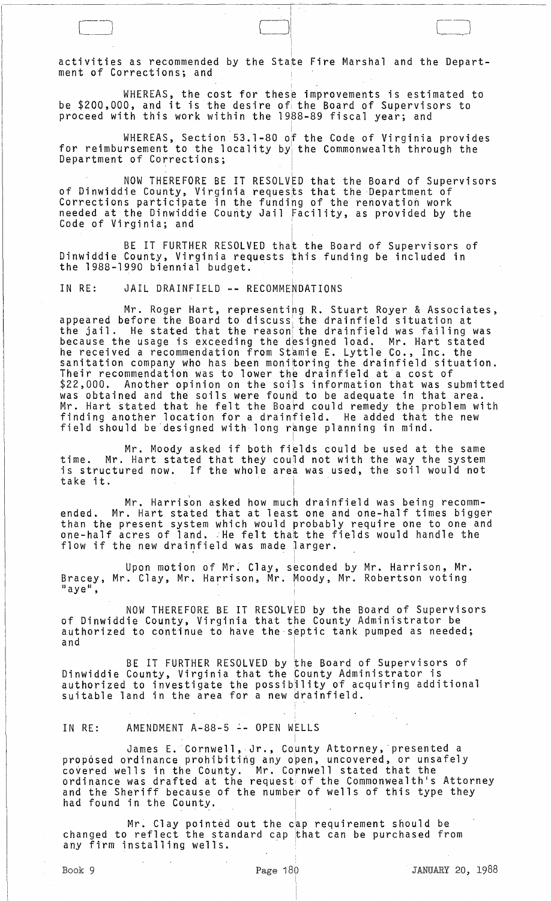activities as recommended by the State Fire Marshal and the Department of Corrections; and

WHEREAS, the cost for these improvements is estimated to be $200,000, and it is the desire of the Board of Supervisors to proceed with this work within the 1988-89 fiscal year; and

WHEREAS, Section 53.1-80 of the Code of Virginia provides for reimbursement to the locality by the Commonwealth through the Department of Corrections;

NOW THEREFORE BE IT RESOLVED that the Board of Supervisors of Dinwiddie County, Virginia requests that the Department of Corrections participate in the funding of the renovation work needed at the Dinwiddie County Jail Facility, as provided by the Code of Virginia; and

BE IT FURTHER RESOLVED that the Board of Supervisors of Dinwiddie County, Virginia requests this funding be included in the 1988-1990 biennial budget.

IN RE: JAIL DRAINFIELD -- RECOMMENDATIONS

Mr. Roger Hart, representing R. Stuart Royer & Associates, appeared before the Board to discuss the drainfield situation at the jail. He stated that the reason the drainfield was failing was because the usage is exceeding the designed load. Mr. Hart stated he received a recommendation from Stamie E. Lyttle Co., Inc. the sanitation company who has been monitoring the drainfield situation. Their recommendation was to lower the drainfield at a cost of $22,000. Another opinion on the soils information that was submitted was obtained and the soils were found to be adequate in that area. Mr. Hart stated that he felt the Board could remedy the problem with finding another location for a drainfield. He added that the new field should be designed with long range planning in mind.

Mr. Moody asked if both fields could be used at the same time. Mr. Hart stated that they could not with the way the system is structured now. If the whole area was used, the soil would not take it.

Mr. Harrison asked how much drainfield was being recommended. Mr. Hart stated that at least one and one-half times bigger than the present system which would probably require one to one and one-half acres of land. He felt that the fields would handle the flow if the new drainfield was made larger.

Upon motion of Mr. Clay, seconded by Mr. Harrison, Mr. Bracey, Mr. Clay, Mr. Harrison, Mr. Moody, Mr. Robertson voting "aye",

NOW THEREFORE BE IT RESOLVED by the Board of Supervisors of Dinwiddie County, Virginia that the County Administrator be authorized to continue to have the septic tank pumped as needed; and

BE IT FURTHER RESOLVED by the Board of Supervisors of Dinwiddie County, Virginia that the County Administrator is authorized to investigate the possibility of acquiring additional suitable land in the area for a new drainfield.

IN RE: AMENDMENT A-88-5 -- OPEN WELLS

James E. Cornwell, Jr., County Attorney, presented a proposed ordinance prohibiting any open, uncovered, or unsafely covered wells in the County. Mr. Cornwell stated that the ordinance was drafted at the request of the Commonwealth's Attorney and the Sheriff because of the number of wells of this type they had found in the County.

Mr. Clay pointed out the cap requirement should be changed to reflect the standard cap that can be purchased from any firm installing wells.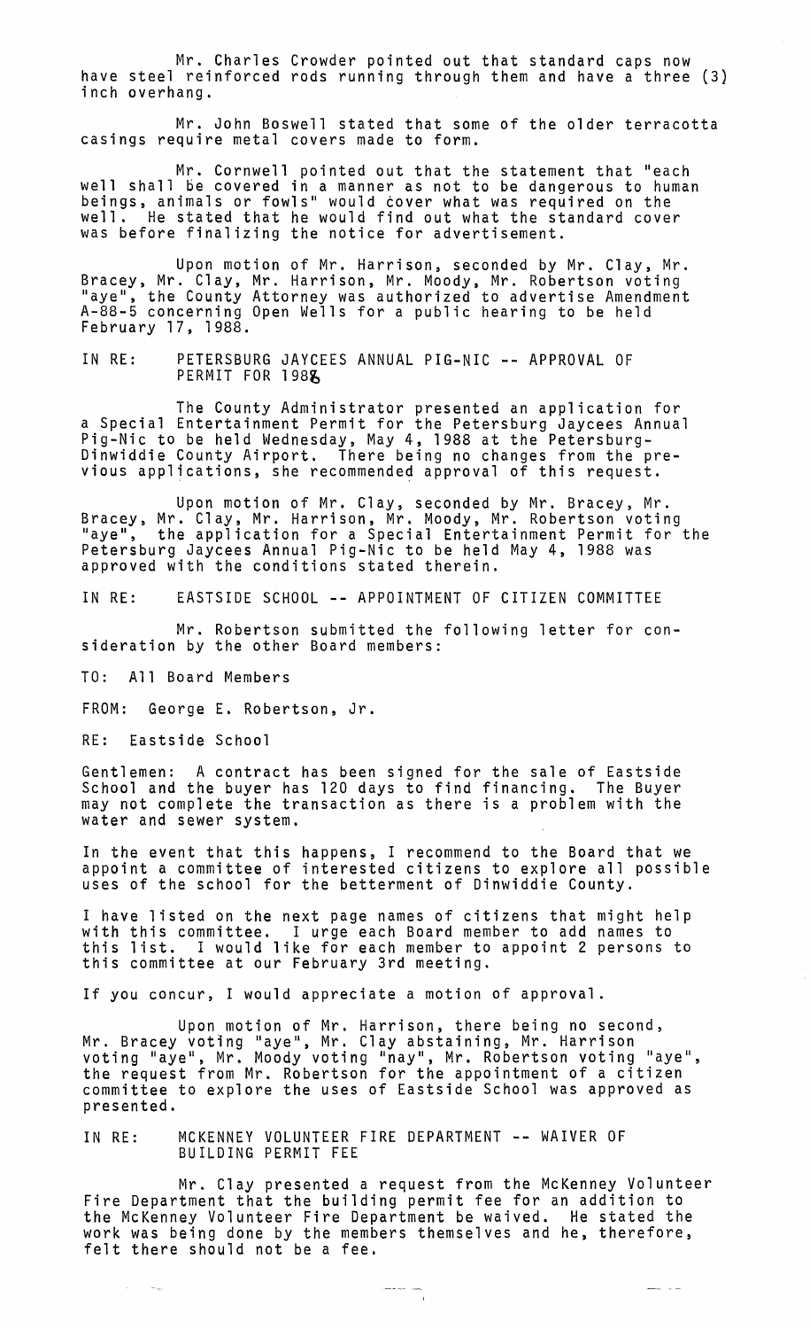Mr. Charles Crowder pointed out that standard caps now have steel reinforced rods running through them and have a three (3) inch overhang.

Mr. John Boswell stated that some of the older terracotta casings require metal covers made to form.

Mr. Cornwell pointed out that the statement that "each well shall be covered in a manner as not to be dangerous to human beings, animals or fowls" would cover what was required on the well. He stated that he would find out what the standard cover was before finalizing the notice for advertisement.

Upon motion of Mr. Harrison, seconded by Mr. Clay, Mr. Bracey, Mr. Clay, Mr. Harrison, Mr. Moody, Mr. Robertson voting "aye", the County Attorney was authorized to advertise Amendment A-88-5 concerning Open Wells for a public hearing to be held February 17, 1988.

IN RE: PETERSBURG JAYCEES ANNUAL PIG-NIC -- APPROVAL OF PERMIT FOR 1988

The County Administrator presented an application for a Special Entertainment Permit for the Petersburg Jaycees Annual Pig-Nic to be held Wednesday, May 4, 1988 at the Petersburg-Dinwiddie County Airport. There being no changes from the previous applications, she recommended approval of this request.

Upon motion of Mr. Clay, seconded by Mr. Bracey, Mr. Bracey, Mr. Clay, Mr. Harrison, Mr. Moody, Mr. Robertson voting "aye", the application for a Special Entertainment Permit for the Petersburg Jaycees Annual Pig-Nic to be held May 4, 1988 was approved with the conditions stated therein.

IN RE: EASTSIDE SCHOOL -- APPOINTMENT OF CITIZEN COMMITTEE

Mr. Robertson submitted the following letter for consideration by the other Board members:

TO: All Board Members

FROM: George E. Robertson, Jr.

RE: Eastside School

Gentlemen: A contract has been signed for the sale of Eastside School and the buyer has 120 days to find financing. The Buyer may not complete the transaction as there is a problem with the water and sewer system.

In the event that this happens, I recommend to the Board that we appoint a committee of interested citizens to explore all possible uses of the school for the betterment of Dinwiddie County.

I have listed on the next page names of citizens that might help with this committee. I urge each Board member to add names to this list. I would like for each member to appoint 2 persons to this committee at our February 3rd meeting.

If you concur, I would appreciate a motion of approval.

Upon motion of Mr. Harrison, there being no second, Mr. Bracey voting "aye", Mr. Clay abstaining, Mr. Harrison voting "aye", Mr. Moody voting "nay", Mr. Robertson voting "aye", the request from Mr. Robertson for the appointment of a citizen committee to explore the uses of Eastside School was approved as presented.

IN RE: MCKENNEY VOLUNTEER FIRE DEPARTMENT -- WAIVER OF BUILDING PERMIT FEE

Mr. Clay presented a request from the McKenney Volunteer Fire Department that the building permit fee for an addition to the McKenney Volunteer Fire Department be waived. He stated the work was being done by the members themselves and he, therefore, felt there should not be a fee.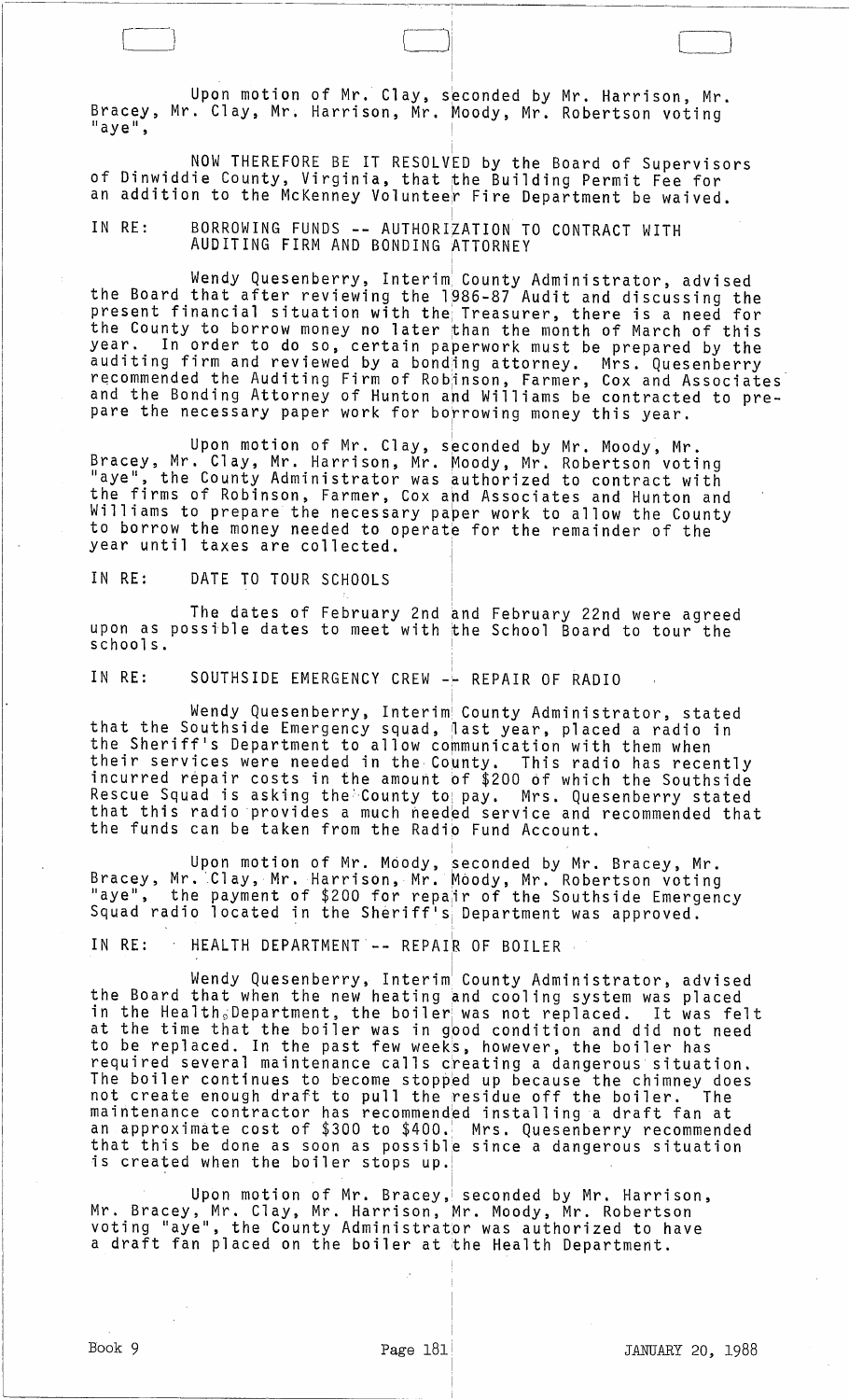Upon motion of Mr. Clay, seconded by Mr. Harrison, Mr. Bracey, Mr. Clay, Mr. Harrison, Mr. Moody, Mr. Robertson voting "aye",

NOW THEREFORE BE IT RESOLVED by the Board of Supervisors of Dinwiddie County, Virginia, that the Building Permit Fee for an addition to the McKenney Volunteer Fire Department be waived.

IN RE: BORROWING FUNDS -- AUTHORIZATION TO CONTRACT WITH AUDITING FIRM AND BONDING ATTORNEY

Wendy Quesenberry, Interim County Administrator, advised the Board that after reviewing the 1986-87 Audit and discussing the present financial situation with the Treasurer, there is a need for the County to borrow money no later than the month of March of this year. In order to do so, certain paperwork must be prepared by the auditing firm and reviewed by a bonding attorney. Mrs. Quesenberry recommended the Auditing Firm of Robinson, Farmer, Cox and Associates and the Bonding Attorney of Hunton and Williams be contracted to prepare the necessary paper work for borrowing money this year.

Upon motion of Mr. Clay, seconded by Mr. Moody, Mr. Bracey, Mr. Clay, Mr. Harrison, Mr. Moody, Mr. Robertson voting "aye", the County Administrator was authorized to contract with the firms of Robinson, Farmer, Cox and Associates and Hunton and Williams to prepare the necessary paper work to allow the County to borrow the money needed to operate for the remainder of the year until taxes are collected.

IN RE: DATE TO TOUR SCHOOLS

The dates of February 2nd and February 22nd were agreed upon as possible dates to meet with the School Board to tour the schools.

IN RE: SOUTHSIDE EMERGENCY CREW -- REPAIR OF RADIO

Wendy Quesenberry, Interim County Administrator, stated that the Southside Emergency squad, last year, placed a radio in the Sheriff's Department to allow communication with them when their services were needed in the County. This radio has recently incurred repair costs in the amount of $200 of which the Southside Rescue Squad is asking the County to pay. Mrs. Quesenberry stated that this radio provides a much needed service and recommended that the funds can be taken from the Radio Fund Account.

Upon motion of Mr. Moody, seconded by Mr. Bracey, Mr. Bracey, Mr. Clay, Mr. Harrison, Mr. Moody, Mr. Robertson voting "aye", the payment of $200 for repair of the Southside Emergency Squad radio located in the Sheriff's Department was approved.

IN RE: HEALTH DEPARTMENT -- REPAIR OF BOILER

Wendy Quesenberry, Interim County Administrator, advised the Board that when the new heating and cooling system was placed in the Health Department, the boiler was not replaced. It was felt at the time that the boiler was in good condition and did not need to be replaced. In the past few weeks, however, the boiler has required several maintenance calls creating a dangerous situation. The boiler continues to become stopped up because the chimney does not create enough draft to pull the residue off the boiler. The maintenance contractor has recommended installing a draft fan at an approximate cost of $300 to $400. Mrs. Quesenberry recommended that this be done as soon as possible since a dangerous situation is created when the boiler stops up.

Upon motion of Mr. Bracey, seconded by Mr. Harrison, Mr. Bracey, Mr. Clay, Mr. Harrison, Mr. Moody, Mr. Robertson voting "aye", the County Administrator was authorized to have a draft fan placed on the boiler at the Health Department.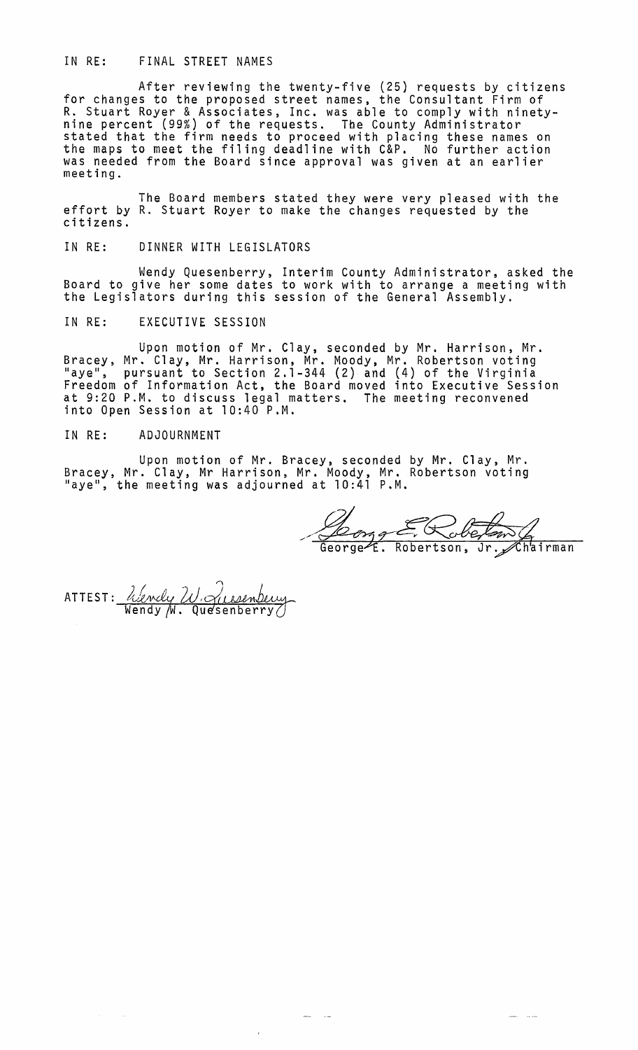IN RE: FINAL STREET NAMES

After reviewing the twenty-five (25) requests by citizens for changes to the proposed street names, the Consultant Firm of R. Stuart Royer & Associates, Inc. was able to comply with ninety-nine percent (99%) of the requests. The County Administrator stated that the firm needs to proceed with placing these names on the maps to meet the filing deadline with C&P. No further action was needed from the Board since approval was given at an earlier meeting.

The Board members stated they were very pleased with the effort by R. Stuart Royer to make the changes requested by the citizens.

IN RE: DINNER WITH LEGISLATORS

Wendy Quesenberry, Interim County Administrator, asked the Board to give her some dates to work with to arrange a meeting with the Legislators during this session of the General Assembly.

IN RE: EXECUTIVE SESSION

Upon motion of Mr. Clay, seconded by Mr. Harrison, Mr. Bracey, Mr. Clay, Mr. Harrison, Mr. Moody, Mr. Robertson voting "aye", pursuant to Section 2.1-344 (2) and (4) of the Virginia Freedom of Information Act, the Board moved into Executive Session at 9:20 P.M. to discuss legal matters. The meeting reconvened into Open Session at 10:40 P.M.

IN RE: ADJOURNMENT

Upon motion of Mr. Bracey, seconded by Mr. Clay, Mr. Bracey, Mr. Clay, Mr Harrison, Mr. Moody, Mr. Robertson voting "aye", the meeting was adjourned at 10:41 P.M.

George E. Robertson, Jr., Chairman

ATTEST: Wendy W. Quesenberry